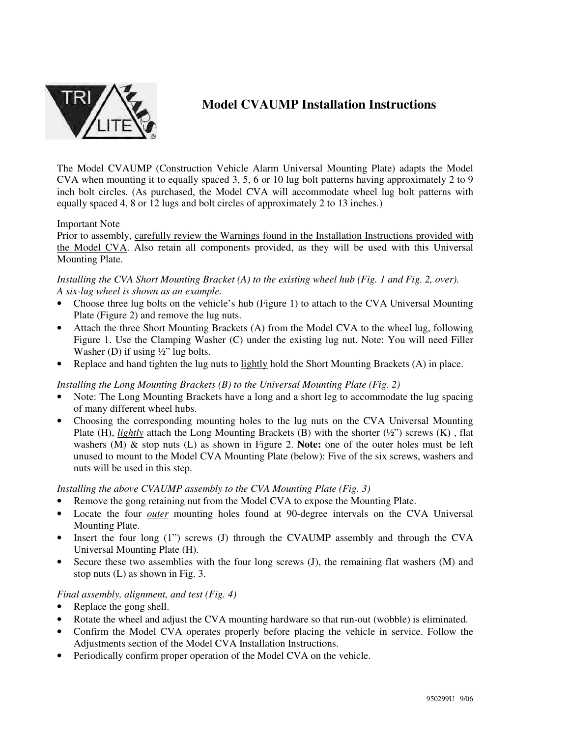# Model CVAUMP Installation Instructions

The Model CVAUMP (Construction Vehicle Alarm Universal Mounting Plate) adapts the Model CVA when mounting it to equally spaced 3, 5, 6 or 10 lug bolt patterns having approximately 2 to 9 inch bolt circles. (As purchased, the Model CVA will accommodate wheel lug bolt patterns with equally spaced 4, 8 or 12 lugs and bolt circles of approximately 2 to 13 inches.)

Important Note
Prior to assembly, <u>carefully review the Warnings found in the Installation Instructions provided with the Model CVA</u>. Also retain all components provided, as they will be used with this Universal Mounting Plate.

*Installing the CVA Short Mounting Bracket (A) to the existing wheel hub (Fig. 1 and Fig. 2, over). A six-lug wheel is shown as an example.*

- Choose three lug bolts on the vehicle's hub (Figure 1) to attach to the CVA Universal Mounting Plate (Figure 2) and remove the lug nuts.
- Attach the three Short Mounting Brackets (A) from the Model CVA to the wheel lug, following Figure 1. Use the Clamping Washer (C) under the existing lug nut. Note: You will need Filler Washer (D) if using ½" lug bolts.
- Replace and hand tighten the lug nuts to <u>lightly</u> hold the Short Mounting Brackets (A) in place.

*Installing the Long Mounting Brackets (B) to the Universal Mounting Plate (Fig. 2)*

- Note: The Long Mounting Brackets have a long and a short leg to accommodate the lug spacing of many different wheel hubs.
- Choosing the corresponding mounting holes to the lug nuts on the CVA Universal Mounting Plate (H), <u>*lightly*</u> attach the Long Mounting Brackets (B) with the shorter (½") screws (K) , flat washers (M) & stop nuts (L) as shown in Figure 2. **Note:** one of the outer holes must be left unused to mount to the Model CVA Mounting Plate (below): Five of the six screws, washers and nuts will be used in this step.

*Installing the above CVAUMP assembly to the CVA Mounting Plate (Fig. 3)*

- Remove the gong retaining nut from the Model CVA to expose the Mounting Plate.
- Locate the four <u>*outer*</u> mounting holes found at 90-degree intervals on the CVA Universal Mounting Plate.
- Insert the four long (1") screws (J) through the CVAUMP assembly and through the CVA Universal Mounting Plate (H).
- Secure these two assemblies with the four long screws (J), the remaining flat washers (M) and stop nuts (L) as shown in Fig. 3.

*Final assembly, alignment, and test (Fig. 4)*

- Replace the gong shell.
- Rotate the wheel and adjust the CVA mounting hardware so that run-out (wobble) is eliminated.
- Confirm the Model CVA operates properly before placing the vehicle in service. Follow the Adjustments section of the Model CVA Installation Instructions.
- Periodically confirm proper operation of the Model CVA on the vehicle.

950299U 9/06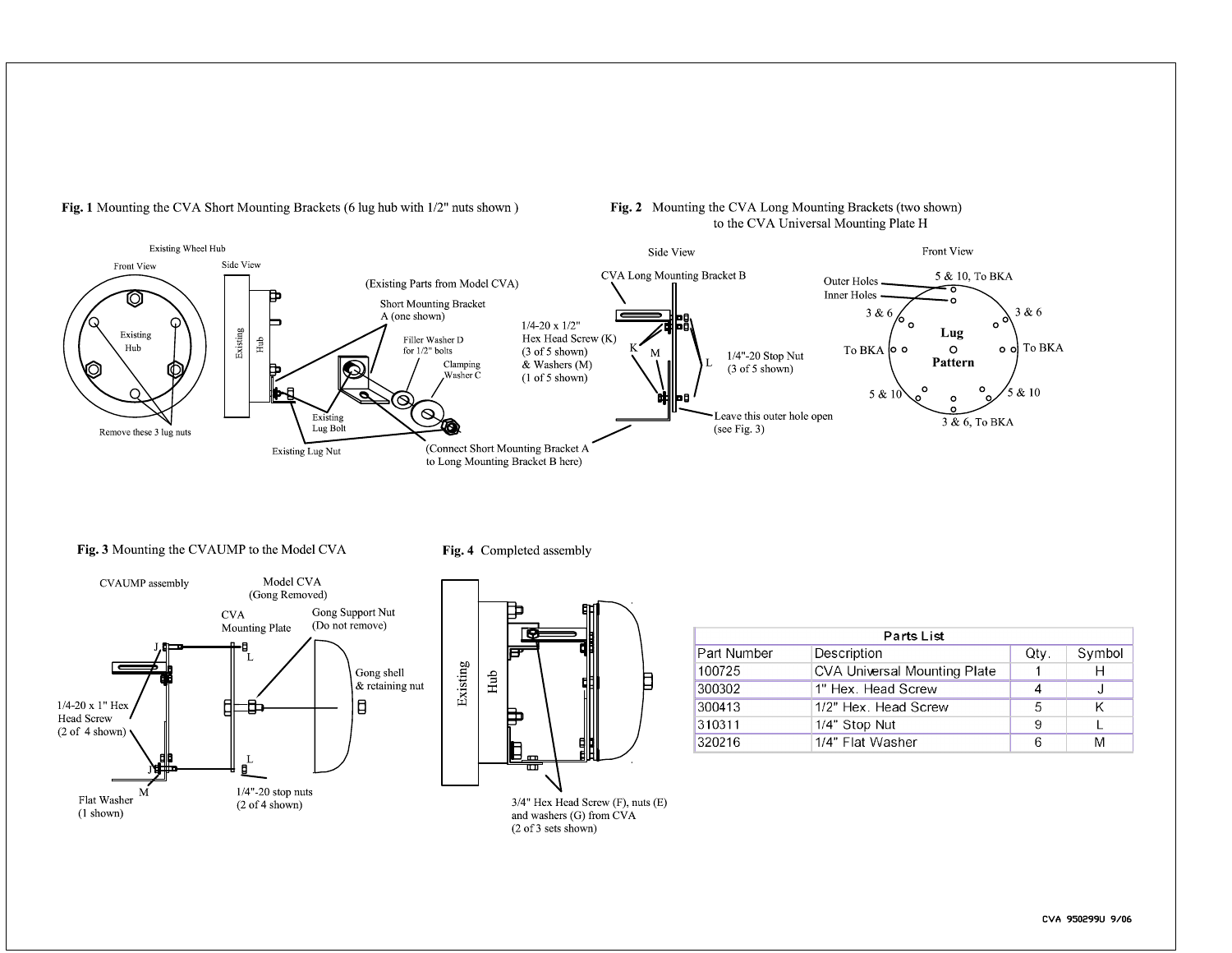**Fig. 1** Mounting the CVA Short Mounting Brackets (6 lug hub with 1/2" nuts shown )

Existing Wheel Hub

Front View

Side View

Existing Hub

Remove these 3 lug nuts

(Existing Parts from Model CVA)

Short Mounting Bracket A (one shown)

Filler Washer D for 1/2" bolts

Clamping Washer C

Existing Lug Bolt

Existing Lug Nut

(Connect Short Mounting Bracket A to Long Mounting Bracket B here)

**Fig. 2** Mounting the CVA Long Mounting Brackets (two shown) to the CVA Universal Mounting Plate H

Side View

CVA Long Mounting Bracket B

1/4-20 x 1/2" Hex Head Screw (K) (3 of 5 shown) & Washers (M) (1 of 5 shown)

K

M

L

1/4"-20 Stop Nut (3 of 5 shown)

Leave this outer hole open (see Fig. 3)

Front View

Outer Holes

Inner Holes

5 & 10, To BKA

3 & 6

3 & 6

To BKA

To BKA

Lug Pattern

5 & 10

5 & 10

3 & 6, To BKA

**Fig. 3** Mounting the CVAUMP to the Model CVA

CVAUMP assembly

Model CVA (Gong Removed)

CVA Mounting Plate

Gong Support Nut (Do not remove)

J

L

Gong shell & retaining nut

1/4-20 x 1" Hex Head Screw (2 of 4 shown)

J

L

M

Flat Washer (1 shown)

1/4"-20 stop nuts (2 of 4 shown)

**Fig. 4** Completed assembly

Existing Hub

3/4" Hex Head Screw (F), nuts (E) and washers (G) from CVA (2 of 3 sets shown)

| Parts List | | | |
|---|---|---|---|
| Part Number | Description | Qty. | Symbol |
| 100725 | CVA Universal Mounting Plate | 1 | H |
| 300302 | 1" Hex. Head Screw | 4 | J |
| 300413 | 1/2" Hex. Head Screw | 5 | K |
| 310311 | 1/4" Stop Nut | 9 | L |
| 320216 | 1/4" Flat Washer | 6 | M |

CVA 950299U 9/06